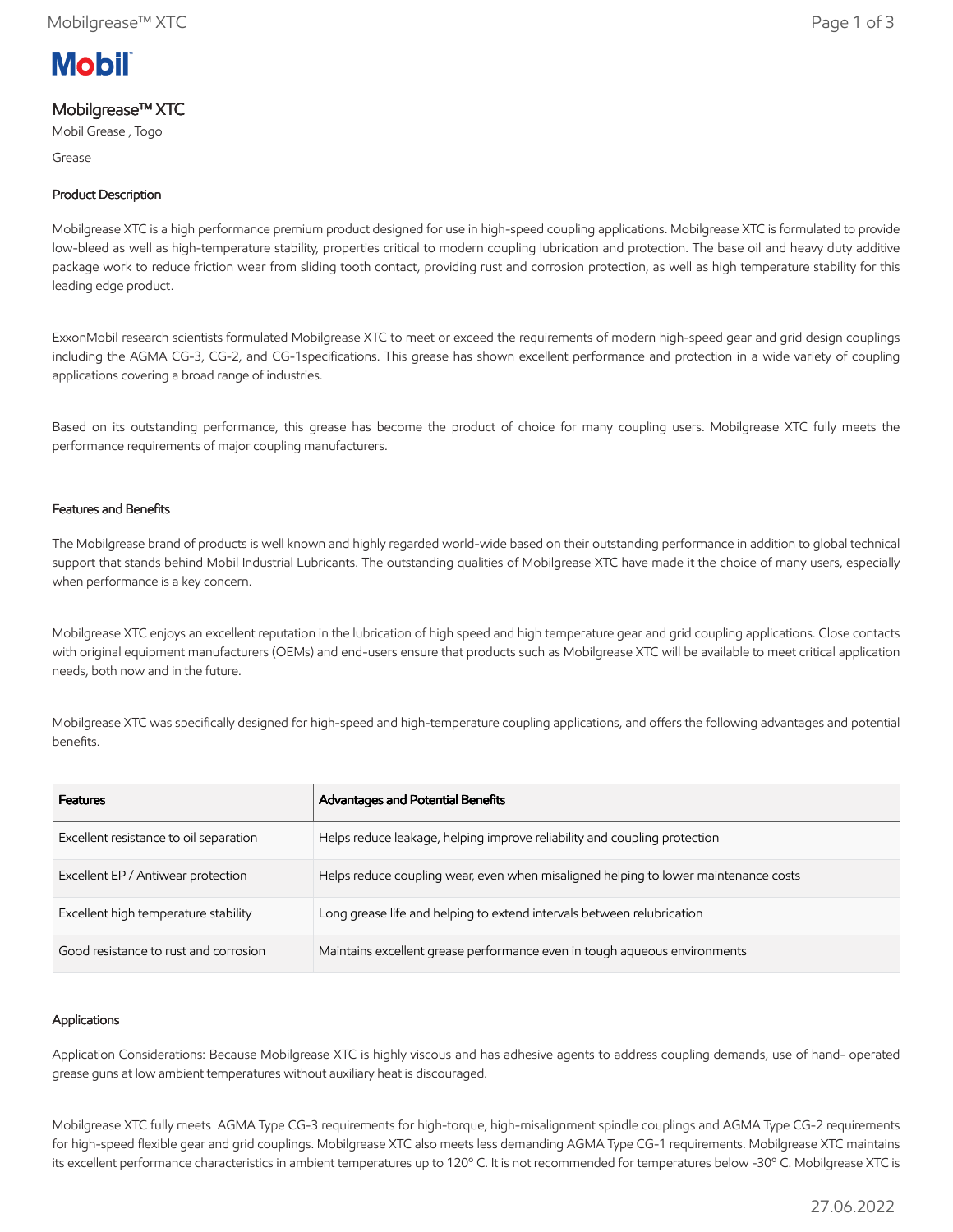# Mobilgrease™ XTC

Mobil Grease , Togo

Grease

## Product Description

Mobilgrease XTC is a high performance premium product designed for use in high-speed coupling applications. Mobilgrease XTC is formulated to provide low-bleed as well as high-temperature stability, properties critical to modern coupling lubrication and protection. The base oil and heavy duty additive package work to reduce friction wear from sliding tooth contact, providing rust and corrosion protection, as well as high temperature stability for this leading edge product.

ExxonMobil research scientists formulated Mobilgrease XTC to meet or exceed the requirements of modern high-speed gear and grid design couplings including the AGMA CG-3, CG-2, and CG-1specifications. This grease has shown excellent performance and protection in a wide variety of coupling applications covering a broad range of industries.

Based on its outstanding performance, this grease has become the product of choice for many coupling users. Mobilgrease XTC fully meets the performance requirements of major coupling manufacturers.

## Features and Benefits

The Mobilgrease brand of products is well known and highly regarded world-wide based on their outstanding performance in addition to global technical support that stands behind Mobil Industrial Lubricants. The outstanding qualities of Mobilgrease XTC have made it the choice of many users, especially when performance is a key concern.

Mobilgrease XTC enjoys an excellent reputation in the lubrication of high speed and high temperature gear and grid coupling applications. Close contacts with original equipment manufacturers (OEMs) and end-users ensure that products such as Mobilgrease XTC will be available to meet critical application needs, both now and in the future.

Mobilgrease XTC was specifically designed for high-speed and high-temperature coupling applications, and offers the following advantages and potential benefits.

| Features | Advantages and Potential Benefits |
| --- | --- |
| Excellent resistance to oil separation | Helps reduce leakage, helping improve reliability and coupling protection |
| Excellent EP / Antiwear protection | Helps reduce coupling wear, even when misaligned helping to lower maintenance costs |
| Excellent high temperature stability | Long grease life and helping to extend intervals between relubrication |
| Good resistance to rust and corrosion | Maintains excellent grease performance even in tough aqueous environments |

## Applications

Application Considerations: Because Mobilgrease XTC is highly viscous and has adhesive agents to address coupling demands, use of hand- operated grease guns at low ambient temperatures without auxiliary heat is discouraged.

Mobilgrease XTC fully meets AGMA Type CG-3 requirements for high-torque, high-misalignment spindle couplings and AGMA Type CG-2 requirements for high-speed flexible gear and grid couplings. Mobilgrease XTC also meets less demanding AGMA Type CG-1 requirements. Mobilgrease XTC maintains its excellent performance characteristics in ambient temperatures up to 120º C. It is not recommended for temperatures below -30º C. Mobilgrease XTC is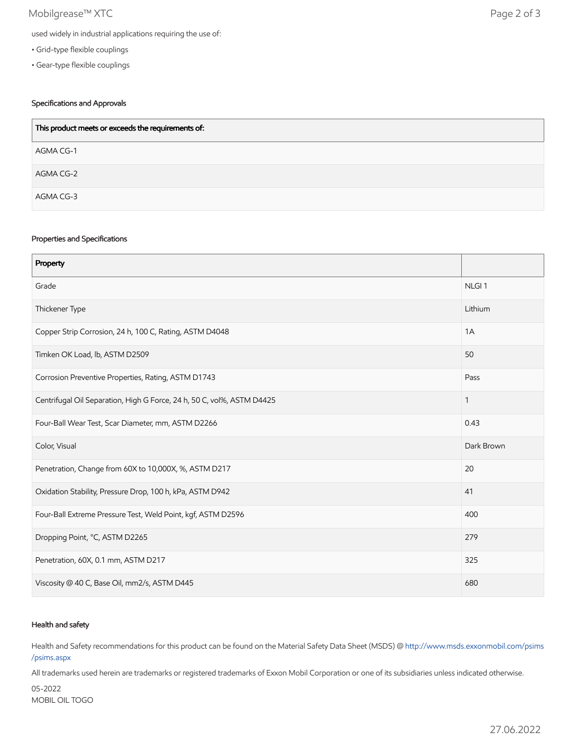used widely in industrial applications requiring the use of:

- Grid-type flexible couplings
- Gear-type flexible couplings

### Specifications and Approvals

| This product meets or exceeds the requirements of: |
|---|
| AGMA CG-1 |
| AGMA CG-2 |
| AGMA CG-3 |

### Properties and Specifications

| Property | |
|---|---|
| Grade | NLGI 1 |
| Thickener Type | Lithium |
| Copper Strip Corrosion, 24 h, 100 C, Rating, ASTM D4048 | 1A |
| Timken OK Load, lb, ASTM D2509 | 50 |
| Corrosion Preventive Properties, Rating, ASTM D1743 | Pass |
| Centrifugal Oil Separation, High G Force, 24 h, 50 C, vol%, ASTM D4425 | 1 |
| Four-Ball Wear Test, Scar Diameter, mm, ASTM D2266 | 0.43 |
| Color, Visual | Dark Brown |
| Penetration, Change from 60X to 10,000X, %, ASTM D217 | 20 |
| Oxidation Stability, Pressure Drop, 100 h, kPa, ASTM D942 | 41 |
| Four-Ball Extreme Pressure Test, Weld Point, kgf, ASTM D2596 | 400 |
| Dropping Point, °C, ASTM D2265 | 279 |
| Penetration, 60X, 0.1 mm, ASTM D217 | 325 |
| Viscosity @ 40 C, Base Oil, mm2/s, ASTM D445 | 680 |

### Health and safety

Health and Safety recommendations for this product can be found on the Material Safety Data Sheet (MSDS) @ http://www.msds.exxonmobil.com/psims/psims.aspx

All trademarks used herein are trademarks or registered trademarks of Exxon Mobil Corporation or one of its subsidiaries unless indicated otherwise.

05-2022
MOBIL OIL TOGO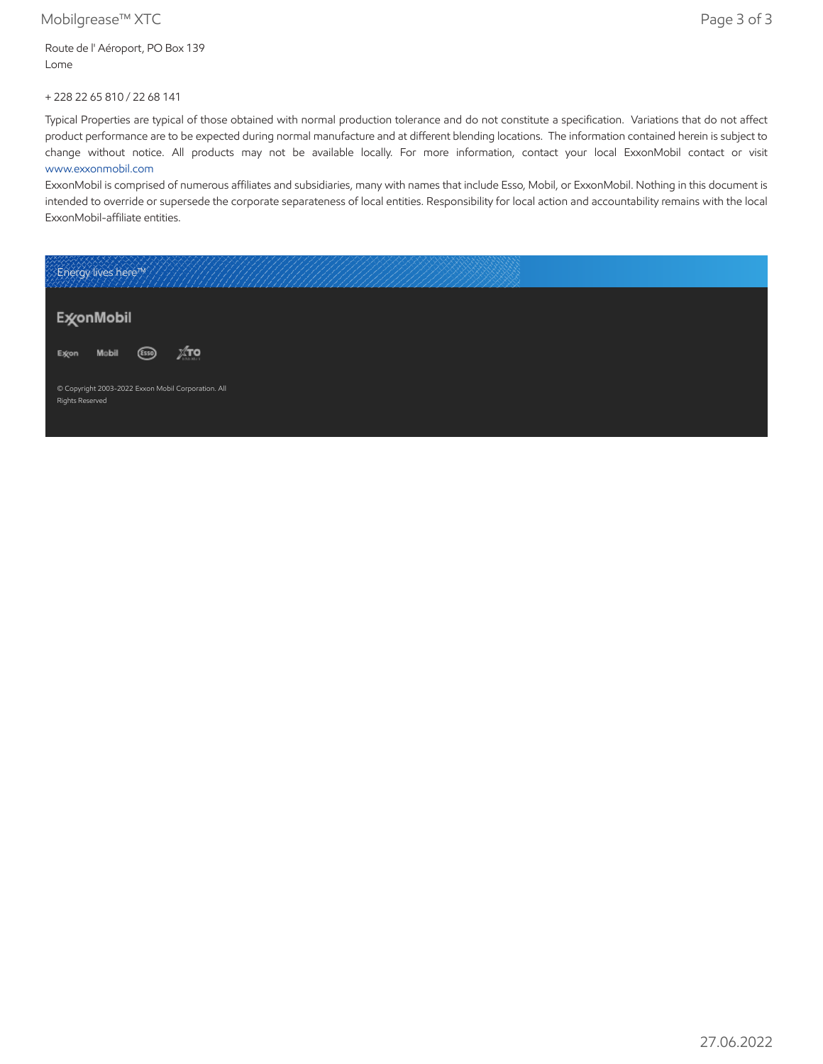Route de l' Aéroport, PO Box 139
Lome

+ 228 22 65 810 / 22 68 141

Typical Properties are typical of those obtained with normal production tolerance and do not constitute a specification. Variations that do not affect product performance are to be expected during normal manufacture and at different blending locations. The information contained herein is subject to change without notice. All products may not be available locally. For more information, contact your local ExxonMobil contact or visit www.exxonmobil.com

ExxonMobil is comprised of numerous affiliates and subsidiaries, many with names that include Esso, Mobil, or ExxonMobil. Nothing in this document is intended to override or supersede the corporate separateness of local entities. Responsibility for local action and accountability remains with the local ExxonMobil-affiliate entities.

Energy lives here™

ExxonMobil

Exxon Mobil Esso XTO

© Copyright 2003-2022 Exxon Mobil Corporation. All Rights Reserved